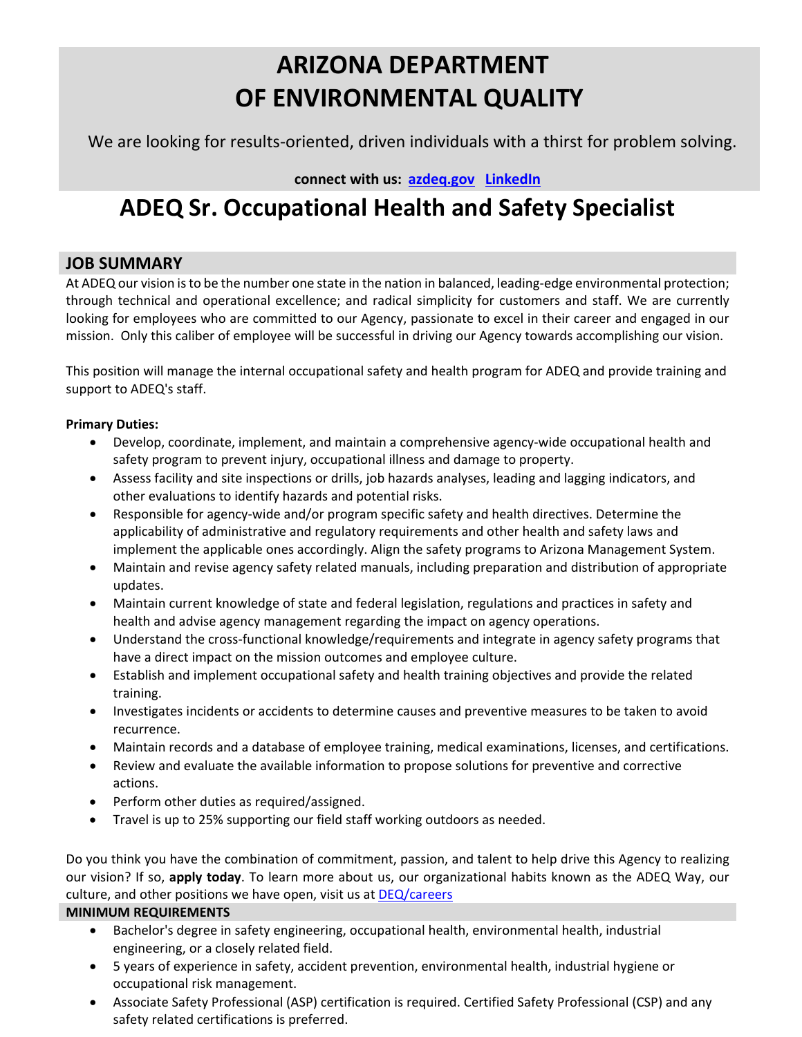# ARIZONA DEPARTMENT OF ENVIRONMENTAL QUALITY

We are looking for results-oriented, driven individuals with a thirst for problem solving.

**connect with us: [azdeq.gov](azdeq.gov) [LinkedIn]()**

# ADEQ Sr. Occupational Health and Safety Specialist

## JOB SUMMARY

At ADEQ our vision is to be the number one state in the nation in balanced, leading-edge environmental protection; through technical and operational excellence; and radical simplicity for customers and staff. We are currently looking for employees who are committed to our Agency, passionate to excel in their career and engaged in our mission. Only this caliber of employee will be successful in driving our Agency towards accomplishing our vision.

This position will manage the internal occupational safety and health program for ADEQ and provide training and support to ADEQ's staff.

**Primary Duties:**

- Develop, coordinate, implement, and maintain a comprehensive agency-wide occupational health and safety program to prevent injury, occupational illness and damage to property.
- Assess facility and site inspections or drills, job hazards analyses, leading and lagging indicators, and other evaluations to identify hazards and potential risks.
- Responsible for agency-wide and/or program specific safety and health directives. Determine the applicability of administrative and regulatory requirements and other health and safety laws and implement the applicable ones accordingly. Align the safety programs to Arizona Management System.
- Maintain and revise agency safety related manuals, including preparation and distribution of appropriate updates.
- Maintain current knowledge of state and federal legislation, regulations and practices in safety and health and advise agency management regarding the impact on agency operations.
- Understand the cross-functional knowledge/requirements and integrate in agency safety programs that have a direct impact on the mission outcomes and employee culture.
- Establish and implement occupational safety and health training objectives and provide the related training.
- Investigates incidents or accidents to determine causes and preventive measures to be taken to avoid recurrence.
- Maintain records and a database of employee training, medical examinations, licenses, and certifications.
- Review and evaluate the available information to propose solutions for preventive and corrective actions.
- Perform other duties as required/assigned.
- Travel is up to 25% supporting our field staff working outdoors as needed.

Do you think you have the combination of commitment, passion, and talent to help drive this Agency to realizing our vision? If so, **apply today**. To learn more about us, our organizational habits known as the ADEQ Way, our culture, and other positions we have open, visit us at [DEQ/careers]()

## MINIMUM REQUIREMENTS

- Bachelor's degree in safety engineering, occupational health, environmental health, industrial engineering, or a closely related field.
- 5 years of experience in safety, accident prevention, environmental health, industrial hygiene or occupational risk management.
- Associate Safety Professional (ASP) certification is required. Certified Safety Professional (CSP) and any safety related certifications is preferred.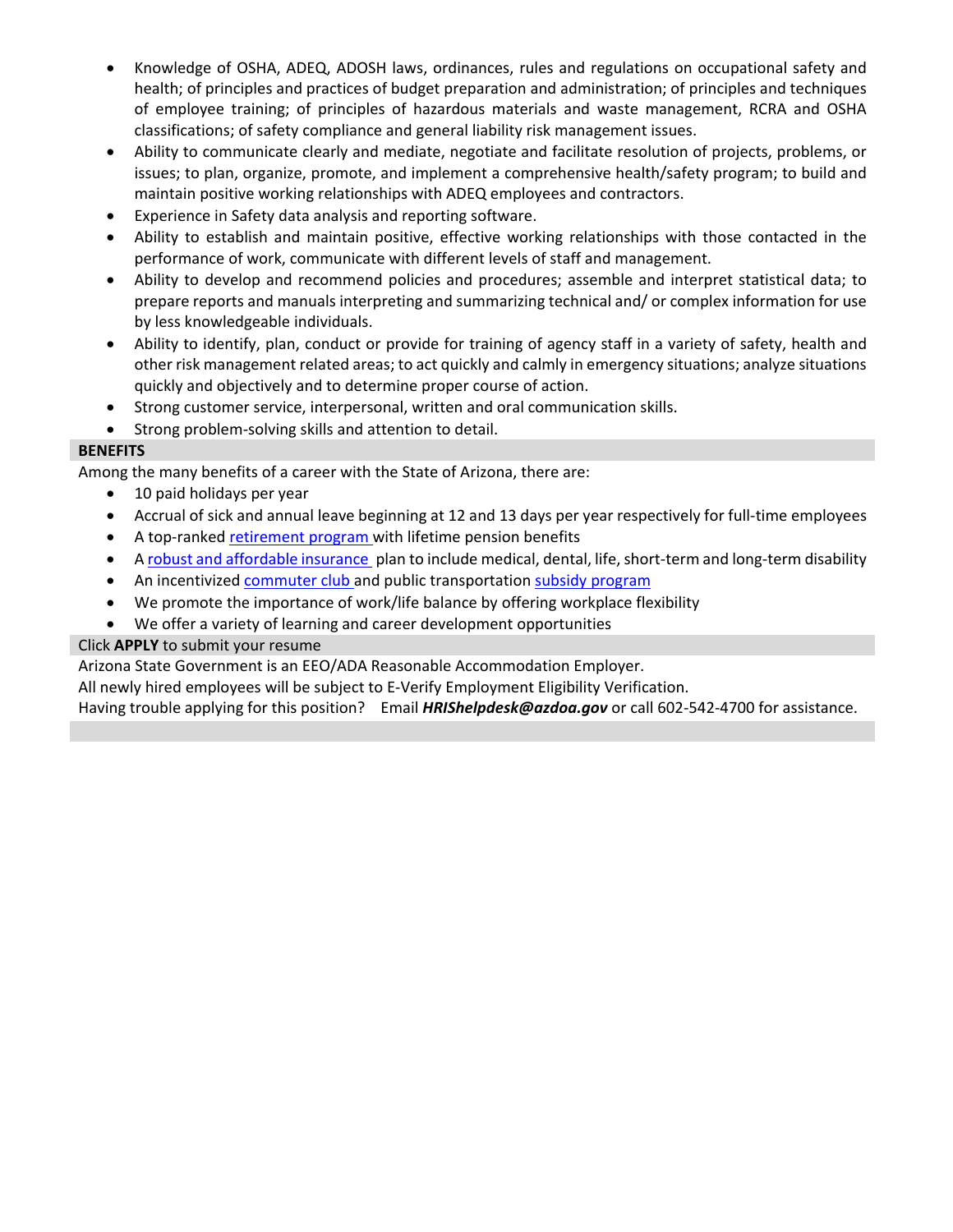- Knowledge of OSHA, ADEQ, ADOSH laws, ordinances, rules and regulations on occupational safety and health; of principles and practices of budget preparation and administration; of principles and techniques of employee training; of principles of hazardous materials and waste management, RCRA and OSHA classifications; of safety compliance and general liability risk management issues.
- Ability to communicate clearly and mediate, negotiate and facilitate resolution of projects, problems, or issues; to plan, organize, promote, and implement a comprehensive health/safety program; to build and maintain positive working relationships with ADEQ employees and contractors.
- Experience in Safety data analysis and reporting software.
- Ability to establish and maintain positive, effective working relationships with those contacted in the performance of work, communicate with different levels of staff and management.
- Ability to develop and recommend policies and procedures; assemble and interpret statistical data; to prepare reports and manuals interpreting and summarizing technical and/ or complex information for use by less knowledgeable individuals.
- Ability to identify, plan, conduct or provide for training of agency staff in a variety of safety, health and other risk management related areas; to act quickly and calmly in emergency situations; analyze situations quickly and objectively and to determine proper course of action.
- Strong customer service, interpersonal, written and oral communication skills.
- Strong problem-solving skills and attention to detail.

**BENEFITS**

Among the many benefits of a career with the State of Arizona, there are:

- 10 paid holidays per year
- Accrual of sick and annual leave beginning at 12 and 13 days per year respectively for full-time employees
- A top-ranked retirement program with lifetime pension benefits
- A robust and affordable insurance plan to include medical, dental, life, short-term and long-term disability
- An incentivized commuter club and public transportation subsidy program
- We promote the importance of work/life balance by offering workplace flexibility
- We offer a variety of learning and career development opportunities

Click **APPLY** to submit your resume

Arizona State Government is an EEO/ADA Reasonable Accommodation Employer.

All newly hired employees will be subject to E-Verify Employment Eligibility Verification.

Having trouble applying for this position? Email ***HRIShelpdesk@azdoa.gov*** or call 602-542-4700 for assistance.